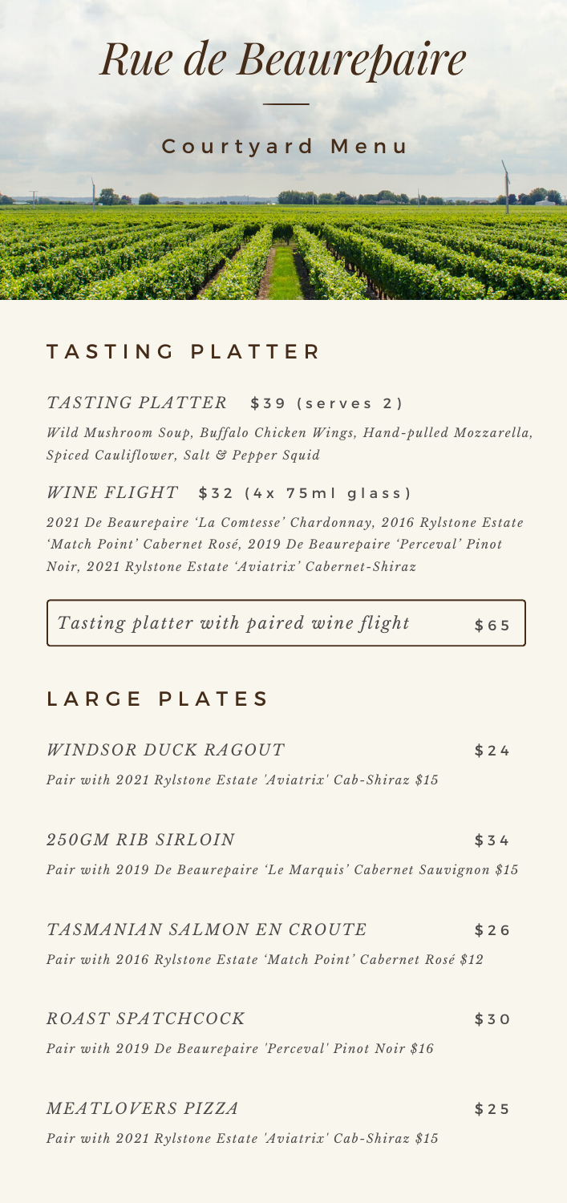# *Rue de Beaurepaire*

## Courtyard Menu

## TASTING PLATTER

*TASTING PLATTER* **$39 (serves 2)**

*Wild Mushroom Soup, Buffalo Chicken Wings, Hand-pulled Mozzarella, Spiced Cauliflower, Salt & Pepper Squid*

*WINE FLIGHT* **$32 (4x 75ml glass)**

*2021 De Beaurepaire 'La Comtesse' Chardonnay, 2016 Rylstone Estate 'Match Point' Cabernet Rosé, 2019 De Beaurepaire 'Perceval' Pinot Noir, 2021 Rylstone Estate 'Aviatrix' Cabernet-Shiraz*

*Tasting platter with paired wine flight* **$65**

## LARGE PLATES

*WINDSOR DUCK RAGOUT* **$24**

*Pair with 2021 Rylstone Estate 'Aviatrix' Cab-Shiraz $15*

*250GM RIB SIRLOIN* **$34**

*Pair with 2019 De Beaurepaire 'Le Marquis' Cabernet Sauvignon $15*

*TASMANIAN SALMON EN CROUTE* **$26**

*Pair with 2016 Rylstone Estate 'Match Point' Cabernet Rosé $12*

*ROAST SPATCHCOCK* **$30**

*Pair with 2019 De Beaurepaire 'Perceval' Pinot Noir $16*

*MEATLOVERS PIZZA* **$25**

*Pair with 2021 Rylstone Estate 'Aviatrix' Cab-Shiraz $15*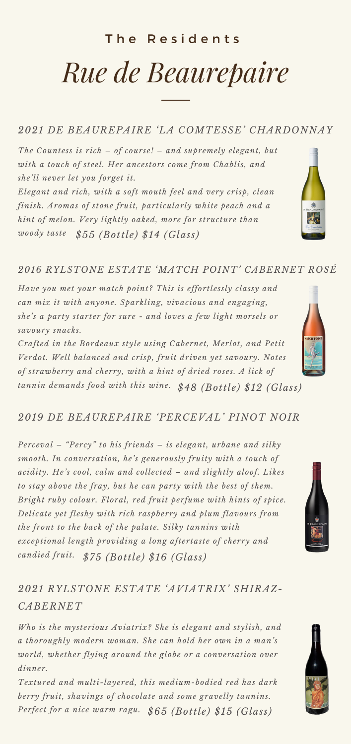The Residents

# *Rue de Beaurepaire*

## *2021 DE BEAUREPAIRE 'LA COMTESSE' CHARDONNAY*

*The Countess is rich – of course! – and supremely elegant, but with a touch of steel. Her ancestors come from Chablis, and she'll never let you forget it.*

*Elegant and rich, with a soft mouth feel and very crisp, clean finish. Aromas of stone fruit, particularly white peach and a hint of melon. Very lightly oaked, more for structure than woody taste* *$55 (Bottle) $14 (Glass)*

## *2016 RYLSTONE ESTATE 'MATCH POINT' CABERNET ROSÉ*

*Have you met your match point? This is effortlessly classy and can mix it with anyone. Sparkling, vivacious and engaging, she's a party starter for sure - and loves a few light morsels or savoury snacks.*

*Crafted in the Bordeaux style using Cabernet, Merlot, and Petit Verdot. Well balanced and crisp, fruit driven yet savoury. Notes of strawberry and cherry, with a hint of dried roses. A lick of tannin demands food with this wine.* *$48 (Bottle) $12 (Glass)*

## *2019 DE BEAUREPAIRE 'PERCEVAL' PINOT NOIR*

*Perceval – "Percy" to his friends – is elegant, urbane and silky smooth. In conversation, he's generously fruity with a touch of acidity. He's cool, calm and collected – and slightly aloof. Likes to stay above the fray, but he can party with the best of them. Bright ruby colour. Floral, red fruit perfume with hints of spice. Delicate yet fleshy with rich raspberry and plum flavours from the front to the back of the palate. Silky tannins with exceptional length providing a long aftertaste of cherry and candied fruit.* *$75 (Bottle) $16 (Glass)*

## *2021 RYLSTONE ESTATE 'AVIATRIX' SHIRAZ-CABERNET*

*Who is the mysterious Aviatrix? She is elegant and stylish, and a thoroughly modern woman. She can hold her own in a man's world, whether flying around the globe or a conversation over dinner.*

*Textured and multi-layered, this medium-bodied red has dark berry fruit, shavings of chocolate and some gravelly tannins. Perfect for a nice warm ragu.* *$65 (Bottle) $15 (Glass)*